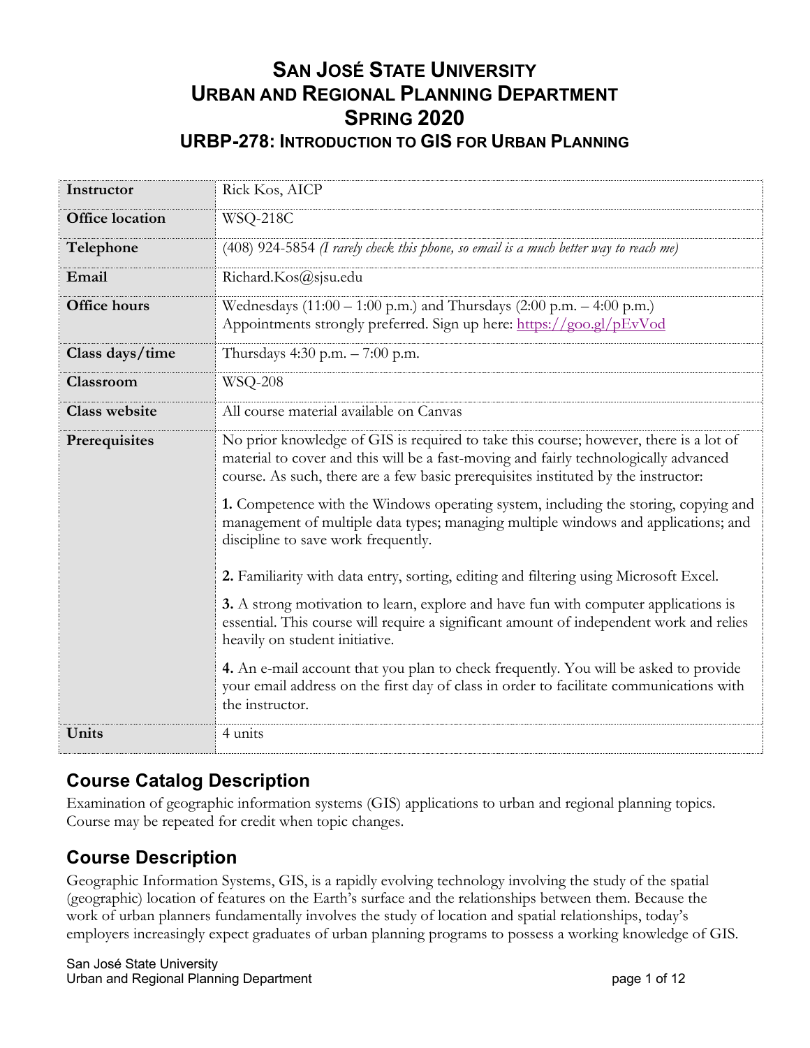# San José State University
# Urban and Regional Planning Department
# Spring 2020
## URBP-278: Introduction to GIS for Urban Planning

| | |
|---|---|
| **Instructor** | Rick Kos, AICP |
| **Office location** | WSQ-218C |
| **Telephone** | (408) 924-5854 *(I rarely check this phone, so email is a much better way to reach me)* |
| **Email** | Richard.Kos@sjsu.edu |
| **Office hours** | Wednesdays (11:00 – 1:00 p.m.) and Thursdays (2:00 p.m. – 4:00 p.m.)<br>Appointments strongly preferred. Sign up here: https://goo.gl/pEvVod |
| **Class days/time** | Thursdays 4:30 p.m. – 7:00 p.m. |
| **Classroom** | WSQ-208 |
| **Class website** | All course material available on Canvas |
| **Prerequisites** | No prior knowledge of GIS is required to take this course; however, there is a lot of material to cover and this will be a fast-moving and fairly technologically advanced course. As such, there are a few basic prerequisites instituted by the instructor:<br><br>**1.** Competence with the Windows operating system, including the storing, copying and management of multiple data types; managing multiple windows and applications; and discipline to save work frequently.<br><br>**2.** Familiarity with data entry, sorting, editing and filtering using Microsoft Excel.<br><br>**3.** A strong motivation to learn, explore and have fun with computer applications is essential. This course will require a significant amount of independent work and relies heavily on student initiative.<br><br>**4.** An e-mail account that you plan to check frequently. You will be asked to provide your email address on the first day of class in order to facilitate communications with the instructor. |
| **Units** | 4 units |

## Course Catalog Description

Examination of geographic information systems (GIS) applications to urban and regional planning topics. Course may be repeated for credit when topic changes.

## Course Description

Geographic Information Systems, GIS, is a rapidly evolving technology involving the study of the spatial (geographic) location of features on the Earth's surface and the relationships between them. Because the work of urban planners fundamentally involves the study of location and spatial relationships, today's employers increasingly expect graduates of urban planning programs to possess a working knowledge of GIS.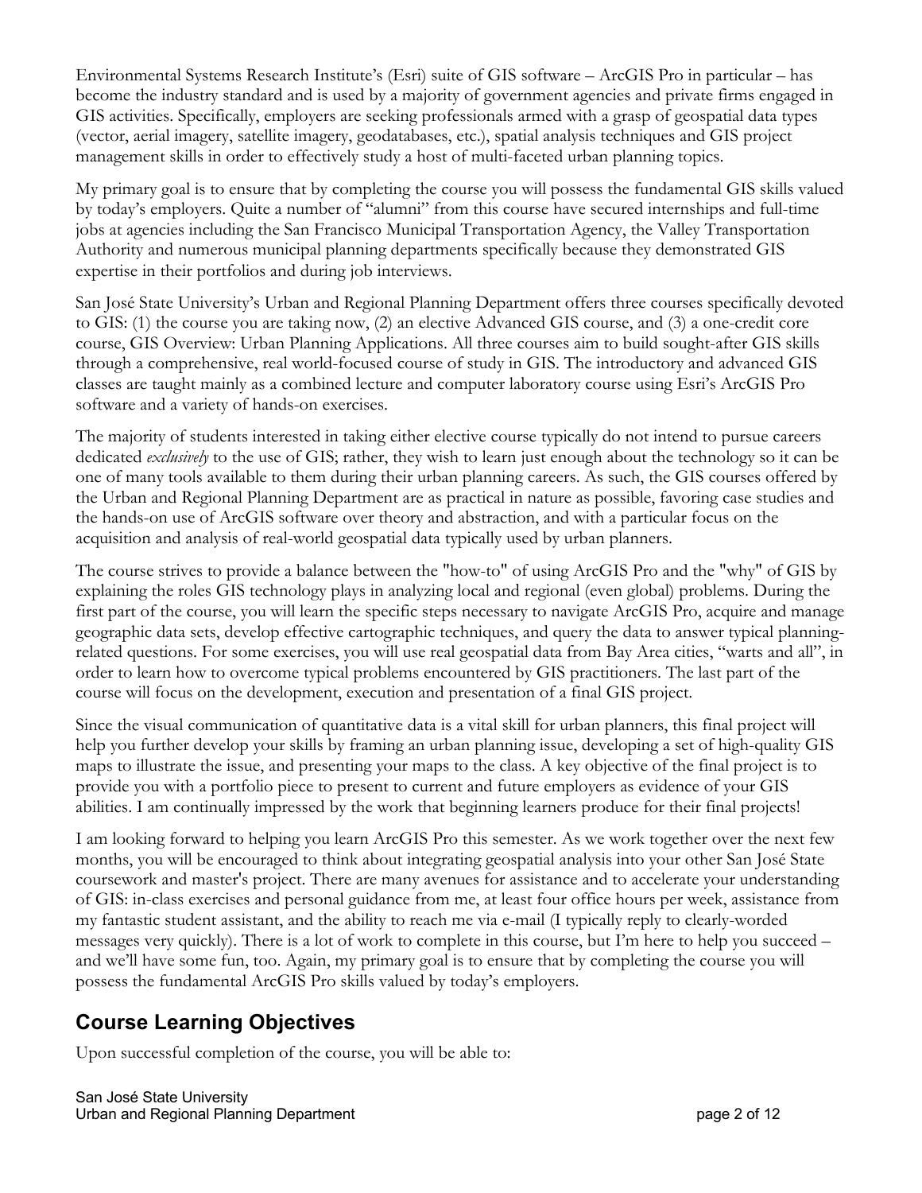Environmental Systems Research Institute's (Esri) suite of GIS software – ArcGIS Pro in particular – has become the industry standard and is used by a majority of government agencies and private firms engaged in GIS activities. Specifically, employers are seeking professionals armed with a grasp of geospatial data types (vector, aerial imagery, satellite imagery, geodatabases, etc.), spatial analysis techniques and GIS project management skills in order to effectively study a host of multi-faceted urban planning topics.

My primary goal is to ensure that by completing the course you will possess the fundamental GIS skills valued by today's employers. Quite a number of "alumni" from this course have secured internships and full-time jobs at agencies including the San Francisco Municipal Transportation Agency, the Valley Transportation Authority and numerous municipal planning departments specifically because they demonstrated GIS expertise in their portfolios and during job interviews.

San José State University's Urban and Regional Planning Department offers three courses specifically devoted to GIS: (1) the course you are taking now, (2) an elective Advanced GIS course, and (3) a one-credit core course, GIS Overview: Urban Planning Applications. All three courses aim to build sought-after GIS skills through a comprehensive, real world-focused course of study in GIS. The introductory and advanced GIS classes are taught mainly as a combined lecture and computer laboratory course using Esri's ArcGIS Pro software and a variety of hands-on exercises.

The majority of students interested in taking either elective course typically do not intend to pursue careers dedicated *exclusively* to the use of GIS; rather, they wish to learn just enough about the technology so it can be one of many tools available to them during their urban planning careers. As such, the GIS courses offered by the Urban and Regional Planning Department are as practical in nature as possible, favoring case studies and the hands-on use of ArcGIS software over theory and abstraction, and with a particular focus on the acquisition and analysis of real-world geospatial data typically used by urban planners.

The course strives to provide a balance between the "how-to" of using ArcGIS Pro and the "why" of GIS by explaining the roles GIS technology plays in analyzing local and regional (even global) problems. During the first part of the course, you will learn the specific steps necessary to navigate ArcGIS Pro, acquire and manage geographic data sets, develop effective cartographic techniques, and query the data to answer typical planning-related questions. For some exercises, you will use real geospatial data from Bay Area cities, "warts and all", in order to learn how to overcome typical problems encountered by GIS practitioners. The last part of the course will focus on the development, execution and presentation of a final GIS project.

Since the visual communication of quantitative data is a vital skill for urban planners, this final project will help you further develop your skills by framing an urban planning issue, developing a set of high-quality GIS maps to illustrate the issue, and presenting your maps to the class. A key objective of the final project is to provide you with a portfolio piece to present to current and future employers as evidence of your GIS abilities. I am continually impressed by the work that beginning learners produce for their final projects!

I am looking forward to helping you learn ArcGIS Pro this semester. As we work together over the next few months, you will be encouraged to think about integrating geospatial analysis into your other San José State coursework and master's project. There are many avenues for assistance and to accelerate your understanding of GIS: in-class exercises and personal guidance from me, at least four office hours per week, assistance from my fantastic student assistant, and the ability to reach me via e-mail (I typically reply to clearly-worded messages very quickly). There is a lot of work to complete in this course, but I'm here to help you succeed – and we'll have some fun, too. Again, my primary goal is to ensure that by completing the course you will possess the fundamental ArcGIS Pro skills valued by today's employers.

## Course Learning Objectives

Upon successful completion of the course, you will be able to: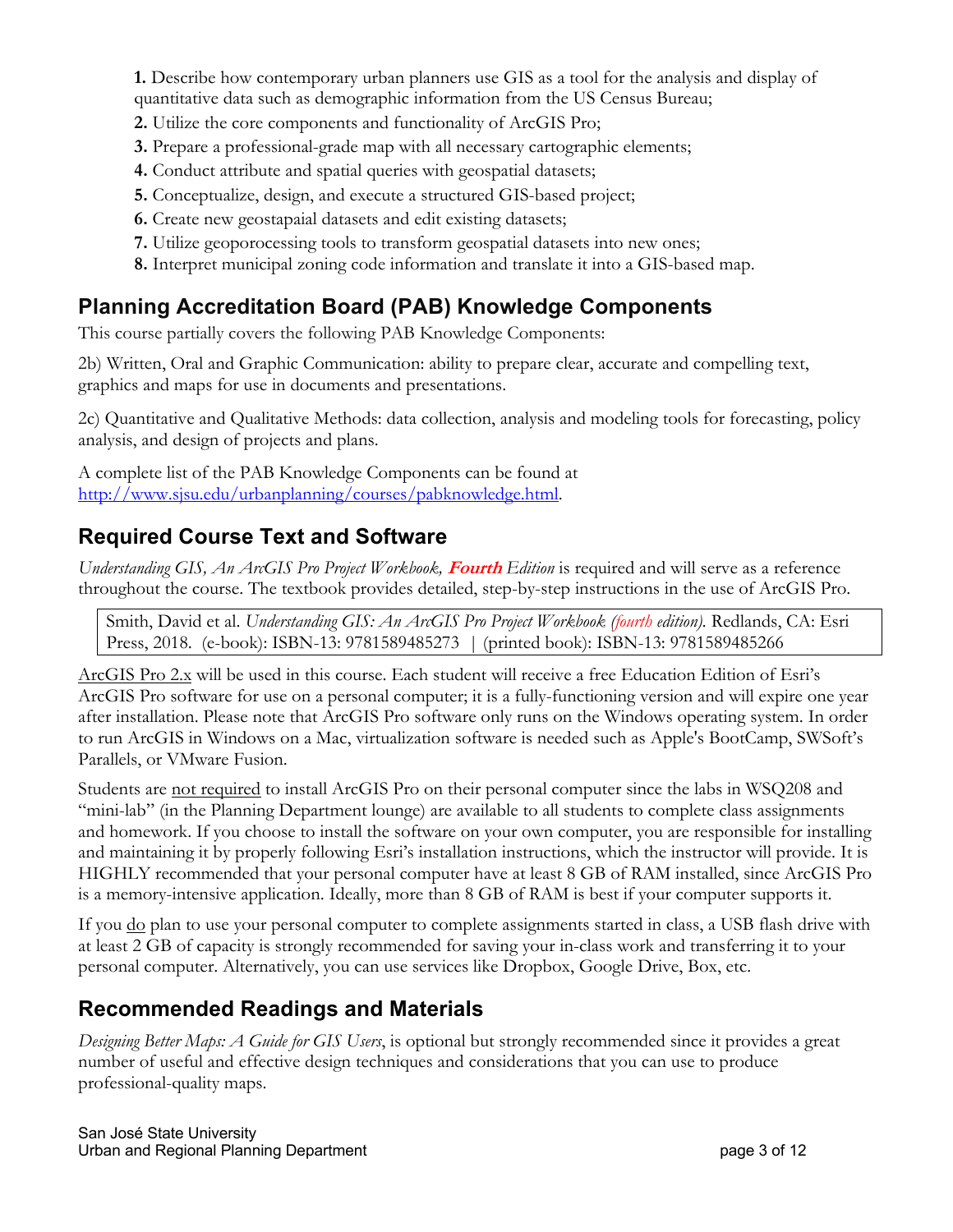**1.** Describe how contemporary urban planners use GIS as a tool for the analysis and display of quantitative data such as demographic information from the US Census Bureau;

**2.** Utilize the core components and functionality of ArcGIS Pro;

**3.** Prepare a professional-grade map with all necessary cartographic elements;

**4.** Conduct attribute and spatial queries with geospatial datasets;

**5.** Conceptualize, design, and execute a structured GIS-based project;

**6.** Create new geostapaial datasets and edit existing datasets;

**7.** Utilize geoporocessing tools to transform geospatial datasets into new ones;

**8.** Interpret municipal zoning code information and translate it into a GIS-based map.

## Planning Accreditation Board (PAB) Knowledge Components

This course partially covers the following PAB Knowledge Components:

2b) Written, Oral and Graphic Communication: ability to prepare clear, accurate and compelling text, graphics and maps for use in documents and presentations.

2c) Quantitative and Qualitative Methods: data collection, analysis and modeling tools for forecasting, policy analysis, and design of projects and plans.

A complete list of the PAB Knowledge Components can be found at http://www.sjsu.edu/urbanplanning/courses/pabknowledge.html.

## Required Course Text and Software

*Understanding GIS, An ArcGIS Pro Project Workbook,* ***Fourth*** *Edition* is required and will serve as a reference throughout the course. The textbook provides detailed, step-by-step instructions in the use of ArcGIS Pro.

> Smith, David et al. *Understanding GIS: An ArcGIS Pro Project Workbook (fourth edition).* Redlands, CA: Esri Press, 2018. (e-book): ISBN-13: 9781589485273 | (printed book): ISBN-13: 9781589485266

ArcGIS Pro 2.x will be used in this course. Each student will receive a free Education Edition of Esri's ArcGIS Pro software for use on a personal computer; it is a fully-functioning version and will expire one year after installation. Please note that ArcGIS Pro software only runs on the Windows operating system. In order to run ArcGIS in Windows on a Mac, virtualization software is needed such as Apple's BootCamp, SWSoft's Parallels, or VMware Fusion.

Students are not required to install ArcGIS Pro on their personal computer since the labs in WSQ208 and "mini-lab" (in the Planning Department lounge) are available to all students to complete class assignments and homework. If you choose to install the software on your own computer, you are responsible for installing and maintaining it by properly following Esri's installation instructions, which the instructor will provide. It is HIGHLY recommended that your personal computer have at least 8 GB of RAM installed, since ArcGIS Pro is a memory-intensive application. Ideally, more than 8 GB of RAM is best if your computer supports it.

If you do plan to use your personal computer to complete assignments started in class, a USB flash drive with at least 2 GB of capacity is strongly recommended for saving your in-class work and transferring it to your personal computer. Alternatively, you can use services like Dropbox, Google Drive, Box, etc.

## Recommended Readings and Materials

*Designing Better Maps: A Guide for GIS Users*, is optional but strongly recommended since it provides a great number of useful and effective design techniques and considerations that you can use to produce professional-quality maps.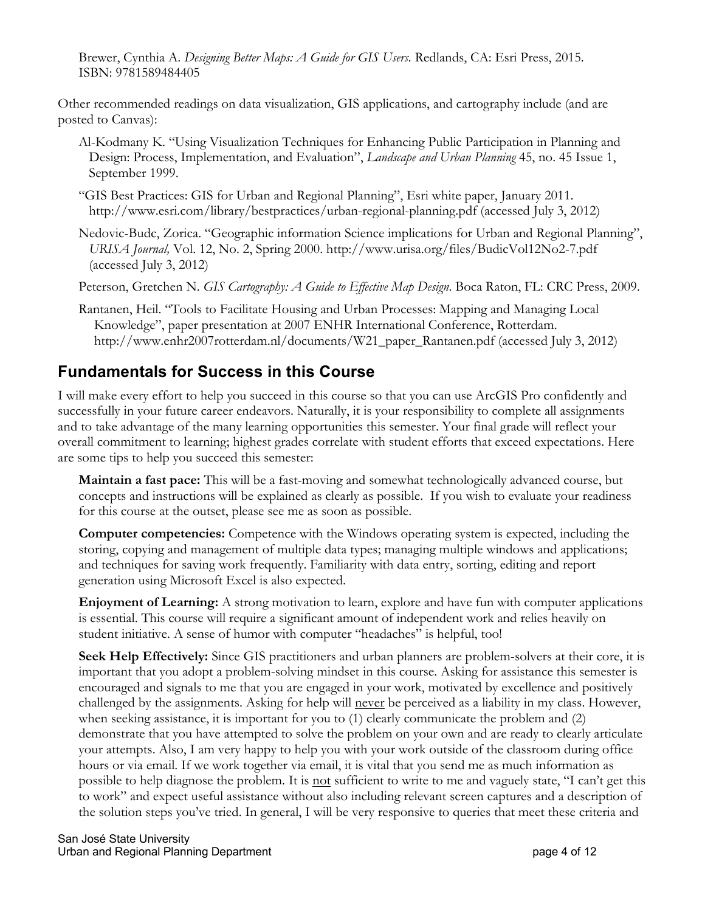Brewer, Cynthia A. *Designing Better Maps: A Guide for GIS Users.* Redlands, CA: Esri Press, 2015. ISBN: 9781589484405

Other recommended readings on data visualization, GIS applications, and cartography include (and are posted to Canvas):

Al-Kodmany K. "Using Visualization Techniques for Enhancing Public Participation in Planning and Design: Process, Implementation, and Evaluation", *Landscape and Urban Planning* 45, no. 45 Issue 1, September 1999.

"GIS Best Practices: GIS for Urban and Regional Planning", Esri white paper, January 2011. http://www.esri.com/library/bestpractices/urban-regional-planning.pdf (accessed July 3, 2012)

Nedovic-Budc, Zorica. "Geographic information Science implications for Urban and Regional Planning", *URISA Journal,* Vol. 12, No. 2, Spring 2000. http://www.urisa.org/files/BudicVol12No2-7.pdf (accessed July 3, 2012)

Peterson, Gretchen N. *GIS Cartography: A Guide to Effective Map Design*. Boca Raton, FL: CRC Press, 2009.

Rantanen, Heil. "Tools to Facilitate Housing and Urban Processes: Mapping and Managing Local Knowledge", paper presentation at 2007 ENHR International Conference, Rotterdam. http://www.enhr2007rotterdam.nl/documents/W21_paper_Rantanen.pdf (accessed July 3, 2012)

## Fundamentals for Success in this Course

I will make every effort to help you succeed in this course so that you can use ArcGIS Pro confidently and successfully in your future career endeavors. Naturally, it is your responsibility to complete all assignments and to take advantage of the many learning opportunities this semester. Your final grade will reflect your overall commitment to learning; highest grades correlate with student efforts that exceed expectations. Here are some tips to help you succeed this semester:

**Maintain a fast pace:** This will be a fast-moving and somewhat technologically advanced course, but concepts and instructions will be explained as clearly as possible. If you wish to evaluate your readiness for this course at the outset, please see me as soon as possible.

**Computer competencies:** Competence with the Windows operating system is expected, including the storing, copying and management of multiple data types; managing multiple windows and applications; and techniques for saving work frequently. Familiarity with data entry, sorting, editing and report generation using Microsoft Excel is also expected.

**Enjoyment of Learning:** A strong motivation to learn, explore and have fun with computer applications is essential. This course will require a significant amount of independent work and relies heavily on student initiative. A sense of humor with computer "headaches" is helpful, too!

**Seek Help Effectively:** Since GIS practitioners and urban planners are problem-solvers at their core, it is important that you adopt a problem-solving mindset in this course. Asking for assistance this semester is encouraged and signals to me that you are engaged in your work, motivated by excellence and positively challenged by the assignments. Asking for help will never be perceived as a liability in my class. However, when seeking assistance, it is important for you to (1) clearly communicate the problem and (2) demonstrate that you have attempted to solve the problem on your own and are ready to clearly articulate your attempts. Also, I am very happy to help you with your work outside of the classroom during office hours or via email. If we work together via email, it is vital that you send me as much information as possible to help diagnose the problem. It is not sufficient to write to me and vaguely state, "I can't get this to work" and expect useful assistance without also including relevant screen captures and a description of the solution steps you've tried. In general, I will be very responsive to queries that meet these criteria and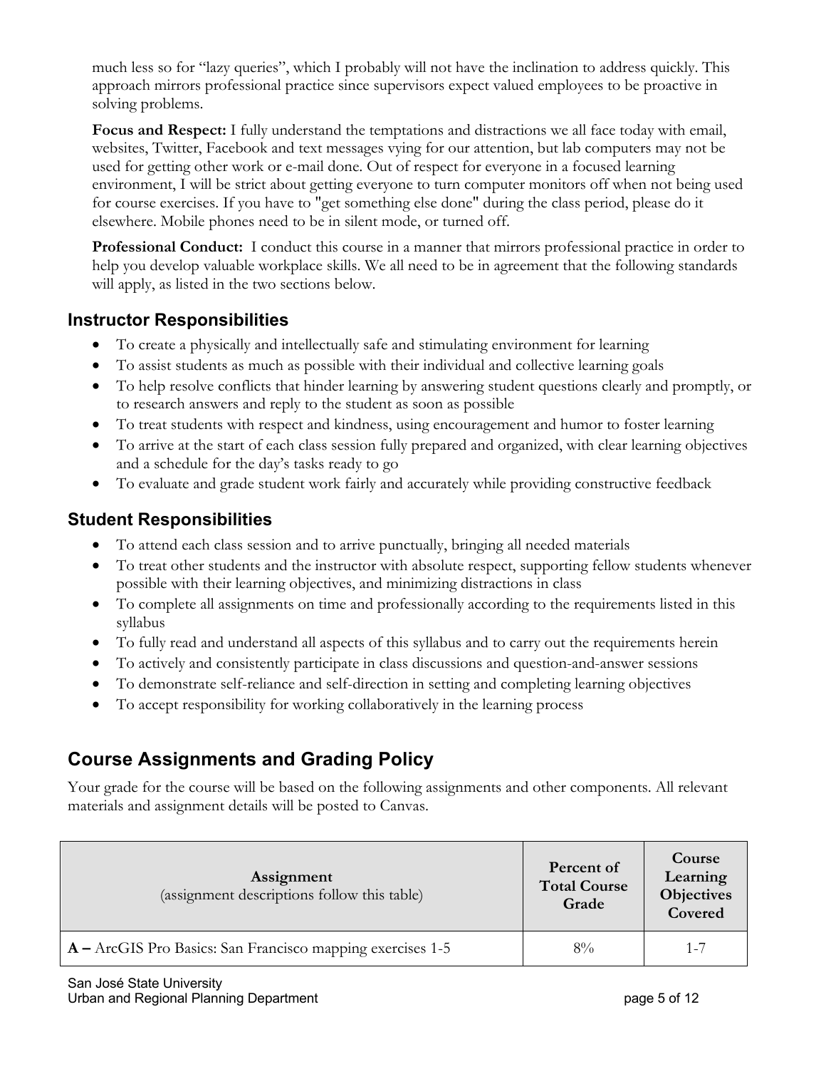much less so for "lazy queries", which I probably will not have the inclination to address quickly. This approach mirrors professional practice since supervisors expect valued employees to be proactive in solving problems.

**Focus and Respect:** I fully understand the temptations and distractions we all face today with email, websites, Twitter, Facebook and text messages vying for our attention, but lab computers may not be used for getting other work or e-mail done. Out of respect for everyone in a focused learning environment, I will be strict about getting everyone to turn computer monitors off when not being used for course exercises. If you have to "get something else done" during the class period, please do it elsewhere. Mobile phones need to be in silent mode, or turned off.

**Professional Conduct:** I conduct this course in a manner that mirrors professional practice in order to help you develop valuable workplace skills. We all need to be in agreement that the following standards will apply, as listed in the two sections below.

## Instructor Responsibilities

- To create a physically and intellectually safe and stimulating environment for learning
- To assist students as much as possible with their individual and collective learning goals
- To help resolve conflicts that hinder learning by answering student questions clearly and promptly, or to research answers and reply to the student as soon as possible
- To treat students with respect and kindness, using encouragement and humor to foster learning
- To arrive at the start of each class session fully prepared and organized, with clear learning objectives and a schedule for the day's tasks ready to go
- To evaluate and grade student work fairly and accurately while providing constructive feedback

## Student Responsibilities

- To attend each class session and to arrive punctually, bringing all needed materials
- To treat other students and the instructor with absolute respect, supporting fellow students whenever possible with their learning objectives, and minimizing distractions in class
- To complete all assignments on time and professionally according to the requirements listed in this syllabus
- To fully read and understand all aspects of this syllabus and to carry out the requirements herein
- To actively and consistently participate in class discussions and question-and-answer sessions
- To demonstrate self-reliance and self-direction in setting and completing learning objectives
- To accept responsibility for working collaboratively in the learning process

## Course Assignments and Grading Policy

Your grade for the course will be based on the following assignments and other components. All relevant materials and assignment details will be posted to Canvas.

| Assignment (assignment descriptions follow this table) | Percent of Total Course Grade | Course Learning Objectives Covered |
|---|---|---|
| **A –** ArcGIS Pro Basics: San Francisco mapping exercises 1-5 | 8% | 1-7 |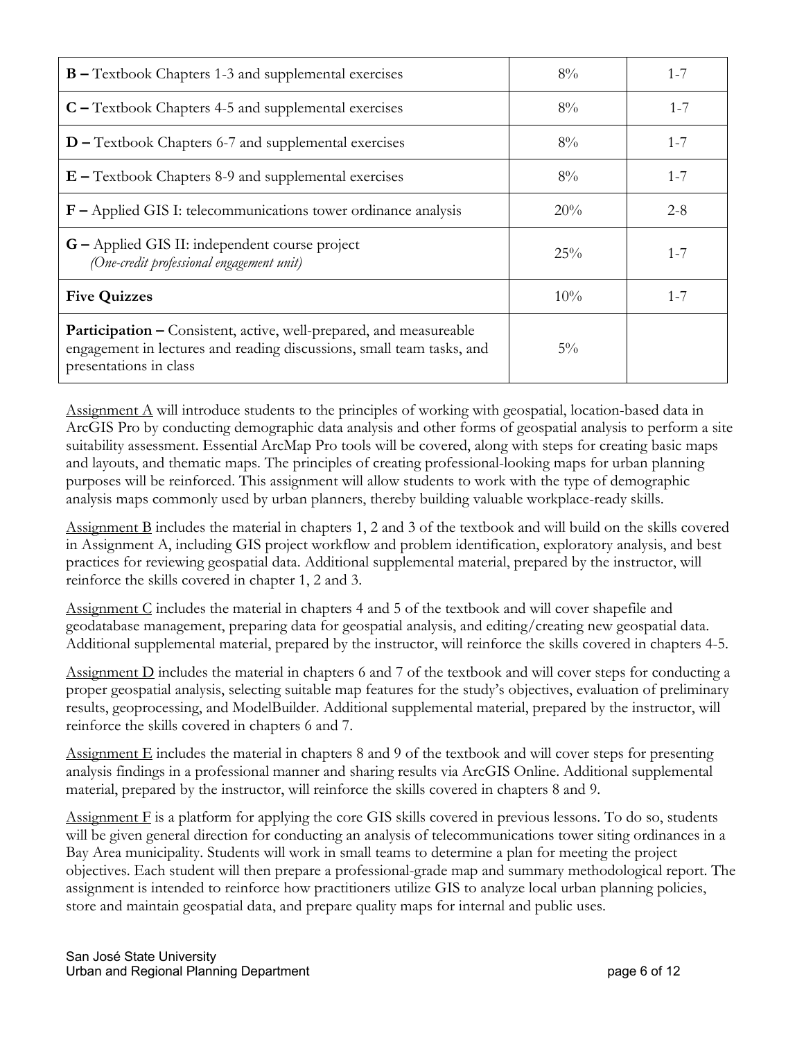| | | |
|---|---|---|
| **B –** Textbook Chapters 1-3 and supplemental exercises | 8% | 1-7 |
| **C –** Textbook Chapters 4-5 and supplemental exercises | 8% | 1-7 |
| **D –** Textbook Chapters 6-7 and supplemental exercises | 8% | 1-7 |
| **E –** Textbook Chapters 8-9 and supplemental exercises | 8% | 1-7 |
| **F –** Applied GIS I: telecommunications tower ordinance analysis | 20% | 2-8 |
| **G –** Applied GIS II: independent course project *(One-credit professional engagement unit)* | 25% | 1-7 |
| **Five Quizzes** | 10% | 1-7 |
| **Participation –** Consistent, active, well-prepared, and measureable engagement in lectures and reading discussions, small team tasks, and presentations in class | 5% | |

Assignment A will introduce students to the principles of working with geospatial, location-based data in ArcGIS Pro by conducting demographic data analysis and other forms of geospatial analysis to perform a site suitability assessment. Essential ArcMap Pro tools will be covered, along with steps for creating basic maps and layouts, and thematic maps. The principles of creating professional-looking maps for urban planning purposes will be reinforced. This assignment will allow students to work with the type of demographic analysis maps commonly used by urban planners, thereby building valuable workplace-ready skills.

Assignment B includes the material in chapters 1, 2 and 3 of the textbook and will build on the skills covered in Assignment A, including GIS project workflow and problem identification, exploratory analysis, and best practices for reviewing geospatial data. Additional supplemental material, prepared by the instructor, will reinforce the skills covered in chapter 1, 2 and 3.

Assignment C includes the material in chapters 4 and 5 of the textbook and will cover shapefile and geodatabase management, preparing data for geospatial analysis, and editing/creating new geospatial data. Additional supplemental material, prepared by the instructor, will reinforce the skills covered in chapters 4-5.

Assignment D includes the material in chapters 6 and 7 of the textbook and will cover steps for conducting a proper geospatial analysis, selecting suitable map features for the study's objectives, evaluation of preliminary results, geoprocessing, and ModelBuilder. Additional supplemental material, prepared by the instructor, will reinforce the skills covered in chapters 6 and 7.

Assignment E includes the material in chapters 8 and 9 of the textbook and will cover steps for presenting analysis findings in a professional manner and sharing results via ArcGIS Online. Additional supplemental material, prepared by the instructor, will reinforce the skills covered in chapters 8 and 9.

Assignment F is a platform for applying the core GIS skills covered in previous lessons. To do so, students will be given general direction for conducting an analysis of telecommunications tower siting ordinances in a Bay Area municipality. Students will work in small teams to determine a plan for meeting the project objectives. Each student will then prepare a professional-grade map and summary methodological report. The assignment is intended to reinforce how practitioners utilize GIS to analyze local urban planning policies, store and maintain geospatial data, and prepare quality maps for internal and public uses.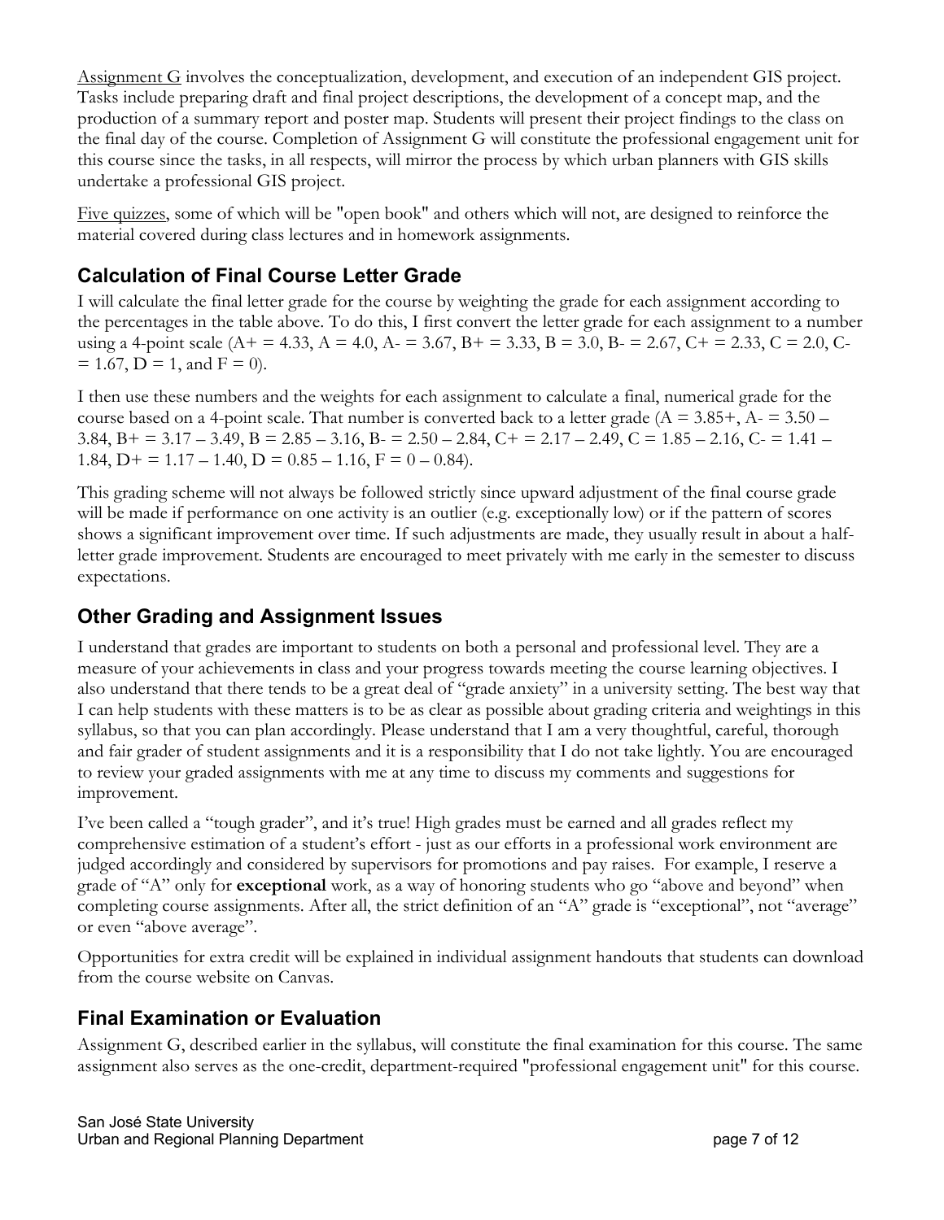Assignment G involves the conceptualization, development, and execution of an independent GIS project. Tasks include preparing draft and final project descriptions, the development of a concept map, and the production of a summary report and poster map. Students will present their project findings to the class on the final day of the course. Completion of Assignment G will constitute the professional engagement unit for this course since the tasks, in all respects, will mirror the process by which urban planners with GIS skills undertake a professional GIS project.

Five quizzes, some of which will be "open book" and others which will not, are designed to reinforce the material covered during class lectures and in homework assignments.

## Calculation of Final Course Letter Grade

I will calculate the final letter grade for the course by weighting the grade for each assignment according to the percentages in the table above. To do this, I first convert the letter grade for each assignment to a number using a 4-point scale (A+ = 4.33, A = 4.0, A- = 3.67, B+ = 3.33, B = 3.0, B- = 2.67, C+ = 2.33, C = 2.0, C- = 1.67, D = 1, and F = 0).

I then use these numbers and the weights for each assignment to calculate a final, numerical grade for the course based on a 4-point scale. That number is converted back to a letter grade (A = 3.85+, A- = 3.50 – 3.84, B+ = 3.17 – 3.49, B = 2.85 – 3.16, B- = 2.50 – 2.84, C+ = 2.17 – 2.49, C = 1.85 – 2.16, C- = 1.41 – 1.84, D+ = 1.17 – 1.40, D = 0.85 – 1.16, F = 0 – 0.84).

This grading scheme will not always be followed strictly since upward adjustment of the final course grade will be made if performance on one activity is an outlier (e.g. exceptionally low) or if the pattern of scores shows a significant improvement over time. If such adjustments are made, they usually result in about a half-letter grade improvement. Students are encouraged to meet privately with me early in the semester to discuss expectations.

## Other Grading and Assignment Issues

I understand that grades are important to students on both a personal and professional level. They are a measure of your achievements in class and your progress towards meeting the course learning objectives. I also understand that there tends to be a great deal of "grade anxiety" in a university setting. The best way that I can help students with these matters is to be as clear as possible about grading criteria and weightings in this syllabus, so that you can plan accordingly. Please understand that I am a very thoughtful, careful, thorough and fair grader of student assignments and it is a responsibility that I do not take lightly. You are encouraged to review your graded assignments with me at any time to discuss my comments and suggestions for improvement.

I've been called a "tough grader", and it's true! High grades must be earned and all grades reflect my comprehensive estimation of a student's effort - just as our efforts in a professional work environment are judged accordingly and considered by supervisors for promotions and pay raises. For example, I reserve a grade of "A" only for **exceptional** work, as a way of honoring students who go "above and beyond" when completing course assignments. After all, the strict definition of an "A" grade is "exceptional", not "average" or even "above average".

Opportunities for extra credit will be explained in individual assignment handouts that students can download from the course website on Canvas.

## Final Examination or Evaluation

Assignment G, described earlier in the syllabus, will constitute the final examination for this course. The same assignment also serves as the one-credit, department-required "professional engagement unit" for this course.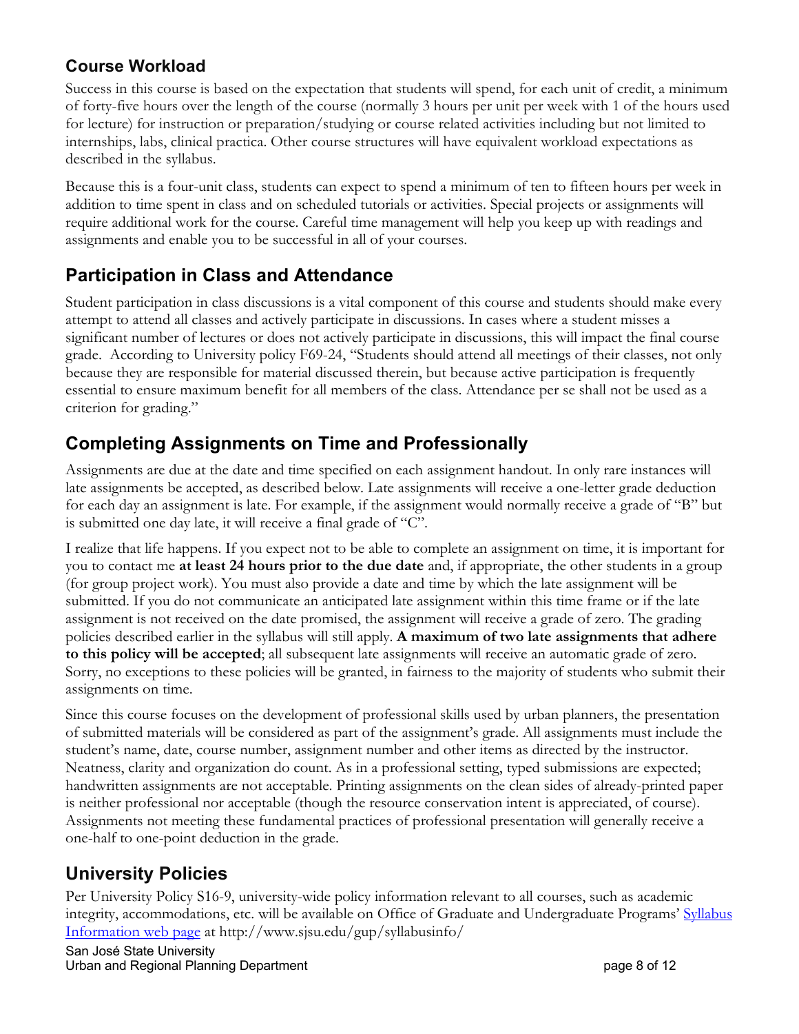## Course Workload

Success in this course is based on the expectation that students will spend, for each unit of credit, a minimum of forty-five hours over the length of the course (normally 3 hours per unit per week with 1 of the hours used for lecture) for instruction or preparation/studying or course related activities including but not limited to internships, labs, clinical practica. Other course structures will have equivalent workload expectations as described in the syllabus.

Because this is a four-unit class, students can expect to spend a minimum of ten to fifteen hours per week in addition to time spent in class and on scheduled tutorials or activities. Special projects or assignments will require additional work for the course. Careful time management will help you keep up with readings and assignments and enable you to be successful in all of your courses.

## Participation in Class and Attendance

Student participation in class discussions is a vital component of this course and students should make every attempt to attend all classes and actively participate in discussions. In cases where a student misses a significant number of lectures or does not actively participate in discussions, this will impact the final course grade. According to University policy F69-24, "Students should attend all meetings of their classes, not only because they are responsible for material discussed therein, but because active participation is frequently essential to ensure maximum benefit for all members of the class. Attendance per se shall not be used as a criterion for grading."

## Completing Assignments on Time and Professionally

Assignments are due at the date and time specified on each assignment handout. In only rare instances will late assignments be accepted, as described below. Late assignments will receive a one-letter grade deduction for each day an assignment is late. For example, if the assignment would normally receive a grade of "B" but is submitted one day late, it will receive a final grade of "C".

I realize that life happens. If you expect not to be able to complete an assignment on time, it is important for you to contact me **at least 24 hours prior to the due date** and, if appropriate, the other students in a group (for group project work). You must also provide a date and time by which the late assignment will be submitted. If you do not communicate an anticipated late assignment within this time frame or if the late assignment is not received on the date promised, the assignment will receive a grade of zero. The grading policies described earlier in the syllabus will still apply. **A maximum of two late assignments that adhere to this policy will be accepted**; all subsequent late assignments will receive an automatic grade of zero. Sorry, no exceptions to these policies will be granted, in fairness to the majority of students who submit their assignments on time.

Since this course focuses on the development of professional skills used by urban planners, the presentation of submitted materials will be considered as part of the assignment's grade. All assignments must include the student's name, date, course number, assignment number and other items as directed by the instructor. Neatness, clarity and organization do count. As in a professional setting, typed submissions are expected; handwritten assignments are not acceptable. Printing assignments on the clean sides of already-printed paper is neither professional nor acceptable (though the resource conservation intent is appreciated, of course). Assignments not meeting these fundamental practices of professional presentation will generally receive a one-half to one-point deduction in the grade.

## University Policies

Per University Policy S16-9, university-wide policy information relevant to all courses, such as academic integrity, accommodations, etc. will be available on Office of Graduate and Undergraduate Programs' [Syllabus Information web page](http://www.sjsu.edu/gup/syllabusinfo/) at http://www.sjsu.edu/gup/syllabusinfo/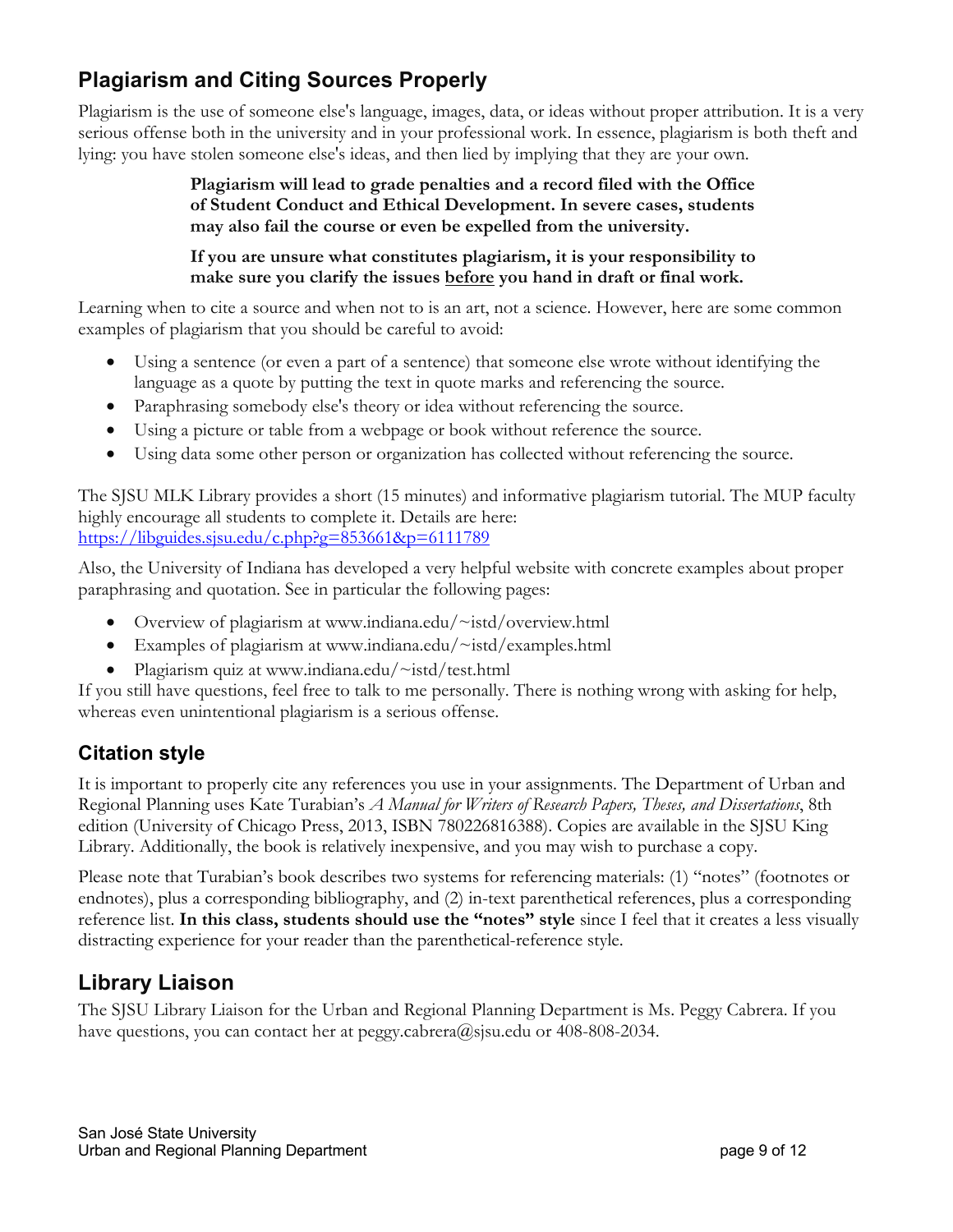## Plagiarism and Citing Sources Properly

Plagiarism is the use of someone else's language, images, data, or ideas without proper attribution. It is a very serious offense both in the university and in your professional work. In essence, plagiarism is both theft and lying: you have stolen someone else's ideas, and then lied by implying that they are your own.

> **Plagiarism will lead to grade penalties and a record filed with the Office of Student Conduct and Ethical Development. In severe cases, students may also fail the course or even be expelled from the university.**
>
> **If you are unsure what constitutes plagiarism, it is your responsibility to make sure you clarify the issues <u>before</u> you hand in draft or final work.**

Learning when to cite a source and when not to is an art, not a science. However, here are some common examples of plagiarism that you should be careful to avoid:

- Using a sentence (or even a part of a sentence) that someone else wrote without identifying the language as a quote by putting the text in quote marks and referencing the source.
- Paraphrasing somebody else's theory or idea without referencing the source.
- Using a picture or table from a webpage or book without reference the source.
- Using data some other person or organization has collected without referencing the source.

The SJSU MLK Library provides a short (15 minutes) and informative plagiarism tutorial. The MUP faculty highly encourage all students to complete it. Details are here: https://libguides.sjsu.edu/c.php?g=853661&p=6111789

Also, the University of Indiana has developed a very helpful website with concrete examples about proper paraphrasing and quotation. See in particular the following pages:

- Overview of plagiarism at www.indiana.edu/~istd/overview.html
- Examples of plagiarism at www.indiana.edu/~istd/examples.html
- Plagiarism quiz at www.indiana.edu/~istd/test.html

If you still have questions, feel free to talk to me personally. There is nothing wrong with asking for help, whereas even unintentional plagiarism is a serious offense.

## Citation style

It is important to properly cite any references you use in your assignments. The Department of Urban and Regional Planning uses Kate Turabian's *A Manual for Writers of Research Papers, Theses, and Dissertations*, 8th edition (University of Chicago Press, 2013, ISBN 780226816388). Copies are available in the SJSU King Library. Additionally, the book is relatively inexpensive, and you may wish to purchase a copy.

Please note that Turabian's book describes two systems for referencing materials: (1) "notes" (footnotes or endnotes), plus a corresponding bibliography, and (2) in-text parenthetical references, plus a corresponding reference list. **In this class, students should use the "notes" style** since I feel that it creates a less visually distracting experience for your reader than the parenthetical-reference style.

## Library Liaison

The SJSU Library Liaison for the Urban and Regional Planning Department is Ms. Peggy Cabrera. If you have questions, you can contact her at peggy.cabrera@sjsu.edu or 408-808-2034.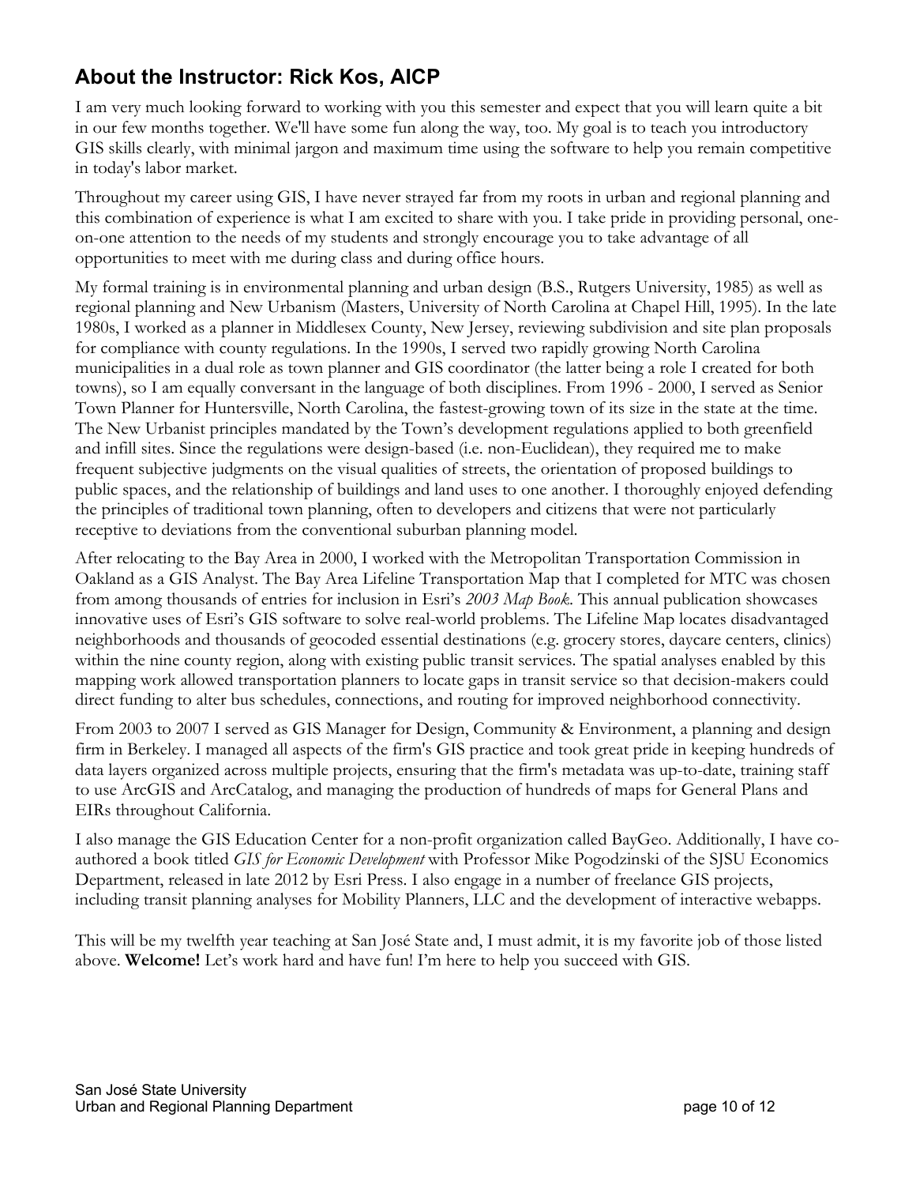## About the Instructor: Rick Kos, AICP

I am very much looking forward to working with you this semester and expect that you will learn quite a bit in our few months together. We'll have some fun along the way, too. My goal is to teach you introductory GIS skills clearly, with minimal jargon and maximum time using the software to help you remain competitive in today's labor market.

Throughout my career using GIS, I have never strayed far from my roots in urban and regional planning and this combination of experience is what I am excited to share with you. I take pride in providing personal, one-on-one attention to the needs of my students and strongly encourage you to take advantage of all opportunities to meet with me during class and during office hours.

My formal training is in environmental planning and urban design (B.S., Rutgers University, 1985) as well as regional planning and New Urbanism (Masters, University of North Carolina at Chapel Hill, 1995). In the late 1980s, I worked as a planner in Middlesex County, New Jersey, reviewing subdivision and site plan proposals for compliance with county regulations. In the 1990s, I served two rapidly growing North Carolina municipalities in a dual role as town planner and GIS coordinator (the latter being a role I created for both towns), so I am equally conversant in the language of both disciplines. From 1996 - 2000, I served as Senior Town Planner for Huntersville, North Carolina, the fastest-growing town of its size in the state at the time. The New Urbanist principles mandated by the Town's development regulations applied to both greenfield and infill sites. Since the regulations were design-based (i.e. non-Euclidean), they required me to make frequent subjective judgments on the visual qualities of streets, the orientation of proposed buildings to public spaces, and the relationship of buildings and land uses to one another. I thoroughly enjoyed defending the principles of traditional town planning, often to developers and citizens that were not particularly receptive to deviations from the conventional suburban planning model.

After relocating to the Bay Area in 2000, I worked with the Metropolitan Transportation Commission in Oakland as a GIS Analyst. The Bay Area Lifeline Transportation Map that I completed for MTC was chosen from among thousands of entries for inclusion in Esri's *2003 Map Book*. This annual publication showcases innovative uses of Esri's GIS software to solve real-world problems. The Lifeline Map locates disadvantaged neighborhoods and thousands of geocoded essential destinations (e.g. grocery stores, daycare centers, clinics) within the nine county region, along with existing public transit services. The spatial analyses enabled by this mapping work allowed transportation planners to locate gaps in transit service so that decision-makers could direct funding to alter bus schedules, connections, and routing for improved neighborhood connectivity.

From 2003 to 2007 I served as GIS Manager for Design, Community & Environment, a planning and design firm in Berkeley. I managed all aspects of the firm's GIS practice and took great pride in keeping hundreds of data layers organized across multiple projects, ensuring that the firm's metadata was up-to-date, training staff to use ArcGIS and ArcCatalog, and managing the production of hundreds of maps for General Plans and EIRs throughout California.

I also manage the GIS Education Center for a non-profit organization called BayGeo. Additionally, I have co-authored a book titled *GIS for Economic Development* with Professor Mike Pogodzinski of the SJSU Economics Department, released in late 2012 by Esri Press. I also engage in a number of freelance GIS projects, including transit planning analyses for Mobility Planners, LLC and the development of interactive webapps.

This will be my twelfth year teaching at San José State and, I must admit, it is my favorite job of those listed above. **Welcome!** Let's work hard and have fun! I'm here to help you succeed with GIS.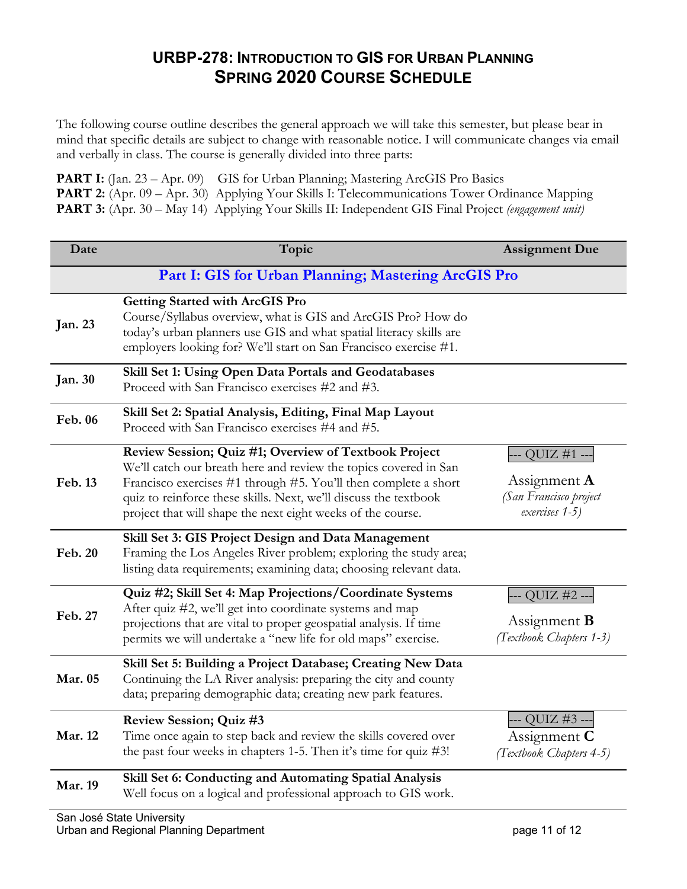# URBP-278: Introduction to GIS for Urban Planning
## Spring 2020 Course Schedule

The following course outline describes the general approach we will take this semester, but please bear in mind that specific details are subject to change with reasonable notice. I will communicate changes via email and verbally in class. The course is generally divided into three parts:

**PART I:** (Jan. 23 – Apr. 09) GIS for Urban Planning; Mastering ArcGIS Pro Basics
**PART 2:** (Apr. 09 – Apr. 30) Applying Your Skills I: Telecommunications Tower Ordinance Mapping
**PART 3:** (Apr. 30 – May 14) Applying Your Skills II: Independent GIS Final Project *(engagement unit)*

| Date | Topic | Assignment Due |
|---|---|---|
| | **Part I: GIS for Urban Planning; Mastering ArcGIS Pro** | |
| **Jan. 23** | **Getting Started with ArcGIS Pro**<br>Course/Syllabus overview, what is GIS and ArcGIS Pro? How do today's urban planners use GIS and what spatial literacy skills are employers looking for? We'll start on San Francisco exercise #1. | |
| **Jan. 30** | **Skill Set 1: Using Open Data Portals and Geodatabases**<br>Proceed with San Francisco exercises #2 and #3. | |
| **Feb. 06** | **Skill Set 2: Spatial Analysis, Editing, Final Map Layout**<br>Proceed with San Francisco exercises #4 and #5. | |
| **Feb. 13** | **Review Session; Quiz #1; Overview of Textbook Project**<br>We'll catch our breath here and review the topics covered in San Francisco exercises #1 through #5. You'll then complete a short quiz to reinforce these skills. Next, we'll discuss the textbook project that will shape the next eight weeks of the course. | --- QUIZ #1 ---<br>Assignment **A**<br>*(San Francisco project exercises 1-5)* |
| **Feb. 20** | **Skill Set 3: GIS Project Design and Data Management**<br>Framing the Los Angeles River problem; exploring the study area; listing data requirements; examining data; choosing relevant data. | |
| **Feb. 27** | **Quiz #2; Skill Set 4: Map Projections/Coordinate Systems**<br>After quiz #2, we'll get into coordinate systems and map projections that are vital to proper geospatial analysis. If time permits we will undertake a "new life for old maps" exercise. | --- QUIZ #2 ---<br>Assignment **B**<br>*(Textbook Chapters 1-3)* |
| **Mar. 05** | **Skill Set 5: Building a Project Database; Creating New Data**<br>Continuing the LA River analysis: preparing the city and county data; preparing demographic data; creating new park features. | |
| **Mar. 12** | **Review Session; Quiz #3**<br>Time once again to step back and review the skills covered over the past four weeks in chapters 1-5. Then it's time for quiz #3! | --- QUIZ #3 ---<br>Assignment **C**<br>*(Textbook Chapters 4-5)* |
| **Mar. 19** | **Skill Set 6: Conducting and Automating Spatial Analysis**<br>Well focus on a logical and professional approach to GIS work. | |

San José State University
Urban and Regional Planning Department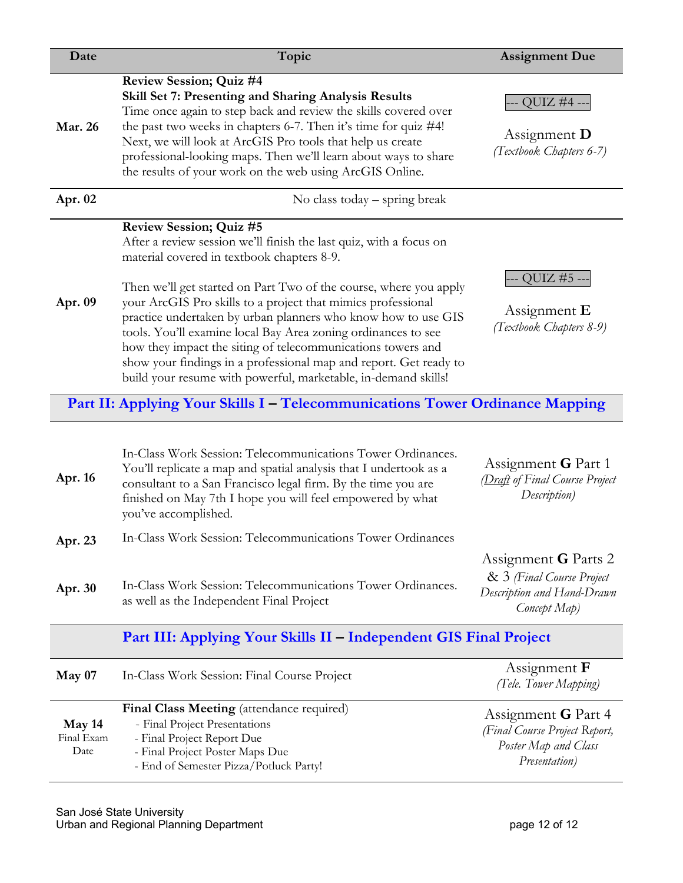| Date | Topic | Assignment Due |
|---|---|---|
| **Mar. 26** | **Review Session; Quiz #4**<br>**Skill Set 7: Presenting and Sharing Analysis Results**<br>Time once again to step back and review the skills covered over the past two weeks in chapters 6-7. Then it's time for quiz #4! Next, we will look at ArcGIS Pro tools that help us create professional-looking maps. Then we'll learn about ways to share the results of your work on the web using ArcGIS Online. | --- QUIZ #4 ---<br><br>Assignment **D**<br>*(Textbook Chapters 6-7)* |
| **Apr. 02** | No class today – spring break | |
| **Apr. 09** | **Review Session; Quiz #5**<br>After a review session we'll finish the last quiz, with a focus on material covered in textbook chapters 8-9.<br><br>Then we'll get started on Part Two of the course, where you apply your ArcGIS Pro skills to a project that mimics professional practice undertaken by urban planners who know how to use GIS tools. You'll examine local Bay Area zoning ordinances to see how they impact the siting of telecommunications towers and show your findings in a professional map and report. Get ready to build your resume with powerful, marketable, in-demand skills! | --- QUIZ #5 ---<br><br>Assignment **E**<br>*(Textbook Chapters 8-9)* |
| | **Part II: Applying Your Skills I – Telecommunications Tower Ordinance Mapping** | |
| **Apr. 16** | In-Class Work Session: Telecommunications Tower Ordinances. You'll replicate a map and spatial analysis that I undertook as a consultant to a San Francisco legal firm. By the time you are finished on May 7th I hope you will feel empowered by what you've accomplished. | Assignment **G** Part 1<br>*(Draft of Final Course Project Description)* |
| **Apr. 23** | In-Class Work Session: Telecommunications Tower Ordinances | |
| **Apr. 30** | In-Class Work Session: Telecommunications Tower Ordinances. as well as the Independent Final Project | Assignment **G** Parts 2 & 3 *(Final Course Project Description and Hand-Drawn Concept Map)* |
| | **Part III: Applying Your Skills II – Independent GIS Final Project** | |
| **May 07** | In-Class Work Session: Final Course Project | Assignment **F**<br>*(Tele. Tower Mapping)* |
| **May 14**<br>Final Exam Date | **Final Class Meeting** (attendance required)<br>- Final Project Presentations<br>- Final Project Report Due<br>- Final Project Poster Maps Due<br>- End of Semester Pizza/Potluck Party! | Assignment **G** Part 4<br>*(Final Course Project Report, Poster Map and Class Presentation)* |